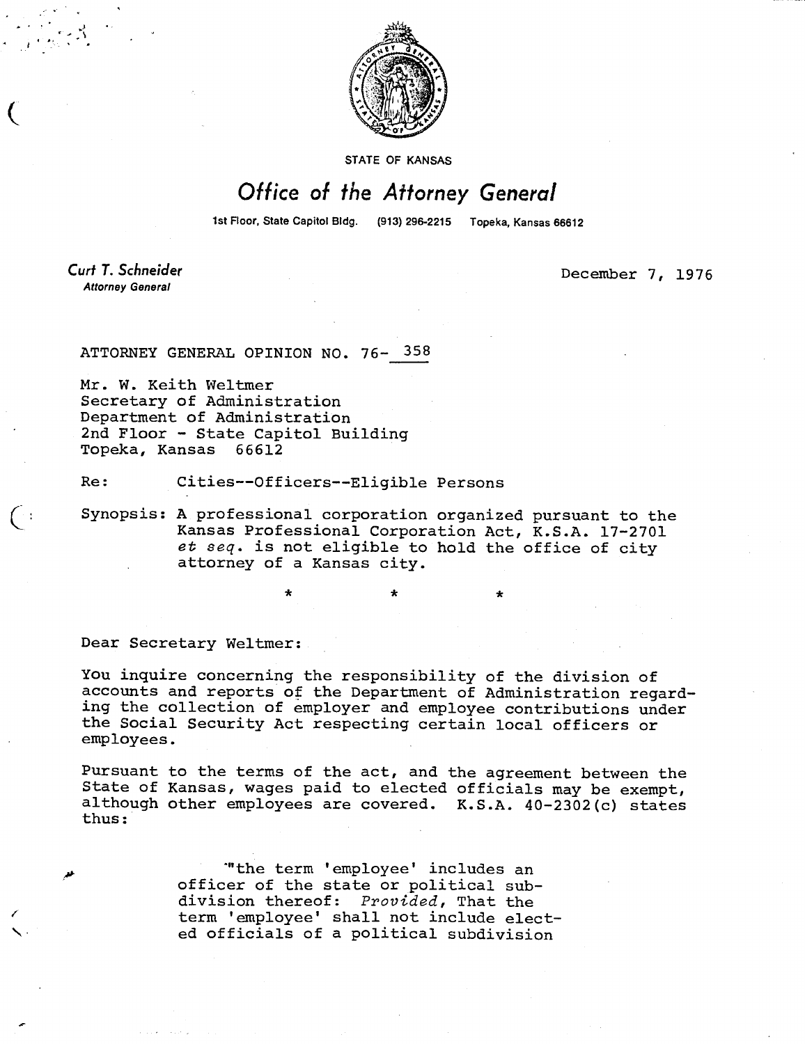STATE OF KANSAS

# Office of the Attorney General

1st Floor, State Capitol Bldg. (913) 296-2215 Topeka, Kansas 66612

**Curt T. Schneider**
*Attorney General*

December 7, 1976

ATTORNEY GENERAL OPINION NO. 76- 358

Mr. W. Keith Weltmer
Secretary of Administration
Department of Administration
2nd Floor - State Capitol Building
Topeka, Kansas 66612

Re: Cities--Officers--Eligible Persons

Synopsis: A professional corporation organized pursuant to the Kansas Professional Corporation Act, K.S.A. 17-2701 *et seq.* is not eligible to hold the office of city attorney of a Kansas city.

\* \* \*

Dear Secretary Weltmer:

You inquire concerning the responsibility of the division of accounts and reports of the Department of Administration regarding the collection of employer and employee contributions under the Social Security Act respecting certain local officers or employees.

Pursuant to the terms of the act, and the agreement between the State of Kansas, wages paid to elected officials may be exempt, although other employees are covered. K.S.A. 40-2302(c) states thus:

> "the term 'employee' includes an officer of the state or political subdivision thereof: *Provided*, That the term 'employee' shall not include elected officials of a political subdivision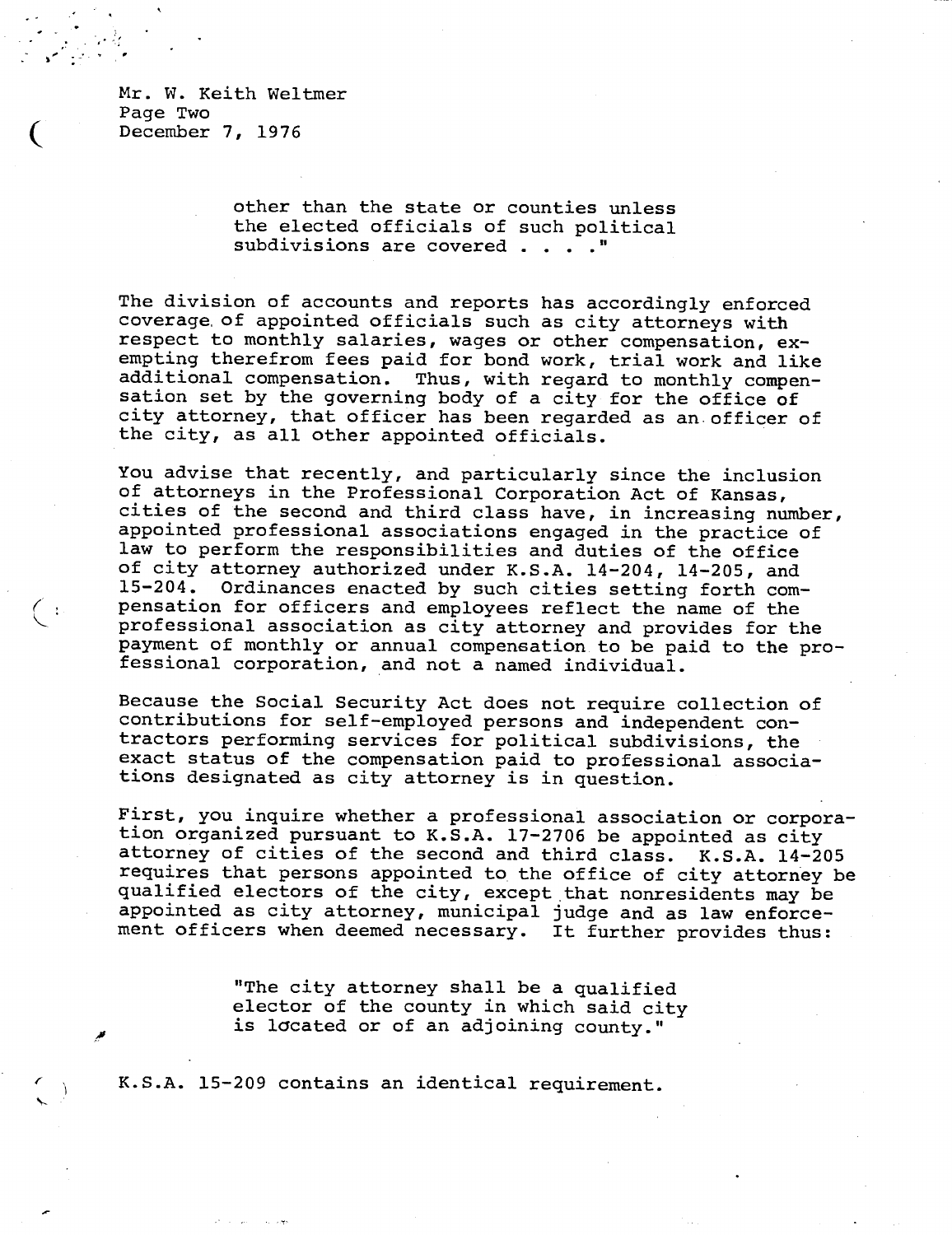other than the state or counties unless the elected officials of such political subdivisions are covered . . . ."

The division of accounts and reports has accordingly enforced coverage of appointed officials such as city attorneys with respect to monthly salaries, wages or other compensation, exempting therefrom fees paid for bond work, trial work and like additional compensation. Thus, with regard to monthly compensation set by the governing body of a city for the office of city attorney, that officer has been regarded as an officer of the city, as all other appointed officials.

You advise that recently, and particularly since the inclusion of attorneys in the Professional Corporation Act of Kansas, cities of the second and third class have, in increasing number, appointed professional associations engaged in the practice of law to perform the responsibilities and duties of the office of city attorney authorized under K.S.A. 14-204, 14-205, and 15-204. Ordinances enacted by such cities setting forth compensation for officers and employees reflect the name of the professional association as city attorney and provides for the payment of monthly or annual compensation to be paid to the professional corporation, and not a named individual.

Because the Social Security Act does not require collection of contributions for self-employed persons and independent contractors performing services for political subdivisions, the exact status of the compensation paid to professional associations designated as city attorney is in question.

First, you inquire whether a professional association or corporation organized pursuant to K.S.A. 17-2706 be appointed as city attorney of cities of the second and third class. K.S.A. 14-205 requires that persons appointed to the office of city attorney be qualified electors of the city, except that nonresidents may be appointed as city attorney, municipal judge and as law enforcement officers when deemed necessary. It further provides thus:

> "The city attorney shall be a qualified elector of the county in which said city is located or of an adjoining county."

K.S.A. 15-209 contains an identical requirement.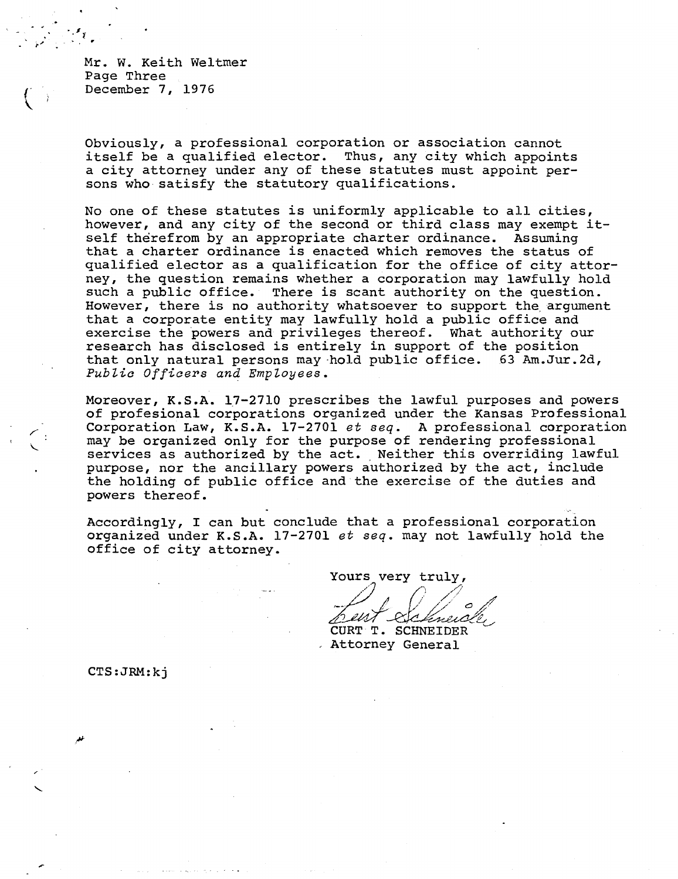Mr. W. Keith Weltmer
Page Three
December 7, 1976

Obviously, a professional corporation or association cannot itself be a qualified elector. Thus, any city which appoints a city attorney under any of these statutes must appoint persons who satisfy the statutory qualifications.

No one of these statutes is uniformly applicable to all cities, however, and any city of the second or third class may exempt itself therefrom by an appropriate charter ordinance. Assuming that a charter ordinance is enacted which removes the status of qualified elector as a qualification for the office of city attorney, the question remains whether a corporation may lawfully hold such a public office. There is scant authority on the question. However, there is no authority whatsoever to support the argument that a corporate entity may lawfully hold a public office and exercise the powers and privileges thereof. What authority our research has disclosed is entirely in support of the position that only natural persons may hold public office. 63 Am.Jur.2d, *Public Officers and Employees*.

Moreover, K.S.A. 17-2710 prescribes the lawful purposes and powers of profesional corporations organized under the Kansas Professional Corporation Law, K.S.A. 17-2701 *et seq*. A professional corporation may be organized only for the purpose of rendering professional services as authorized by the act. Neither this overriding lawful purpose, nor the ancillary powers authorized by the act, include the holding of public office and the exercise of the duties and powers thereof.

Accordingly, I can but conclude that a professional corporation organized under K.S.A. 17-2701 *et seq*. may not lawfully hold the office of city attorney.

Yours very truly,

CURT T. SCHNEIDER
Attorney General

CTS:JRM:kj